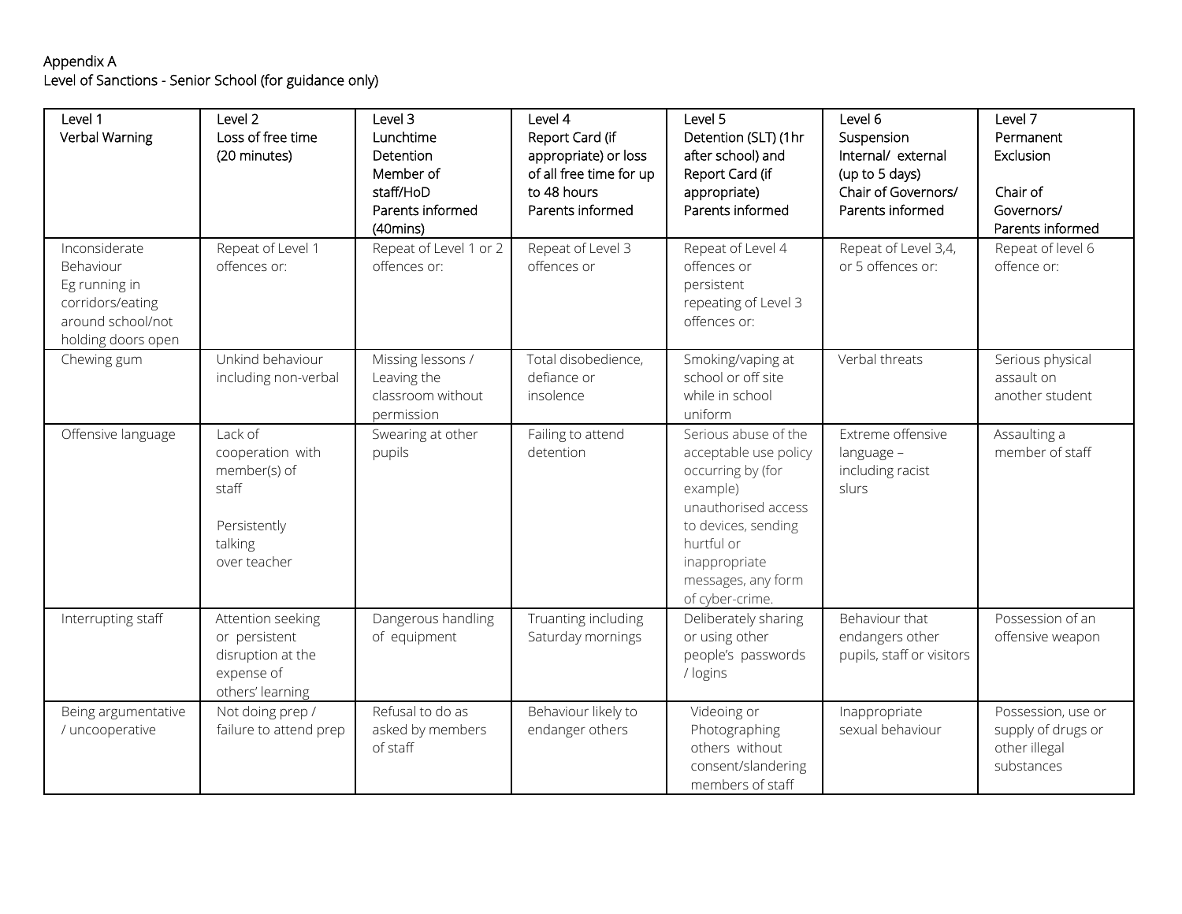Appendix A
Level of Sanctions - Senior School (for guidance only)

| Level 1<br>Verbal Warning | Level 2<br>Loss of free time (20 minutes) | Level 3<br>Lunchtime Detention<br>Member of staff/HoD<br>Parents informed (40mins) | Level 4<br>Report Card (if appropriate) or loss of all free time for up to 48 hours<br>Parents informed | Level 5<br>Detention (SLT) (1hr after school) and Report Card (if appropriate)<br>Parents informed | Level 6<br>Suspension<br>Internal/ external (up to 5 days)<br>Chair of Governors/ Parents informed | Level 7<br>Permanent Exclusion<br><br>Chair of Governors/ Parents informed |
|---|---|---|---|---|---|---|
| Inconsiderate Behaviour Eg running in corridors/eating around school/not holding doors open | Repeat of Level 1 offences or: | Repeat of Level 1 or 2 offences or: | Repeat of Level 3 offences or | Repeat of Level 4 offences or persistent repeating of Level 3 offences or: | Repeat of Level 3,4, or 5 offences or: | Repeat of level 6 offence or: |
| Chewing gum | Unkind behaviour including non-verbal | Missing lessons / Leaving the classroom without permission | Total disobedience, defiance or insolence | Smoking/vaping at school or off site while in school uniform | Verbal threats | Serious physical assault on another student |
| Offensive language | Lack of cooperation with member(s) of staff<br><br>Persistently talking over teacher | Swearing at other pupils | Failing to attend detention | Serious abuse of the acceptable use policy occurring by (for example) unauthorised access to devices, sending hurtful or inappropriate messages, any form of cyber-crime. | Extreme offensive language – including racist slurs | Assaulting a member of staff |
| Interrupting staff | Attention seeking or persistent disruption at the expense of others' learning | Dangerous handling of equipment | Truanting including Saturday mornings | Deliberately sharing or using other people's passwords / logins | Behaviour that endangers other pupils, staff or visitors | Possession of an offensive weapon |
| Being argumentative / uncooperative | Not doing prep / failure to attend prep | Refusal to do as asked by members of staff | Behaviour likely to endanger others | Videoing or Photographing others without consent/slandering members of staff | Inappropriate sexual behaviour | Possession, use or supply of drugs or other illegal substances |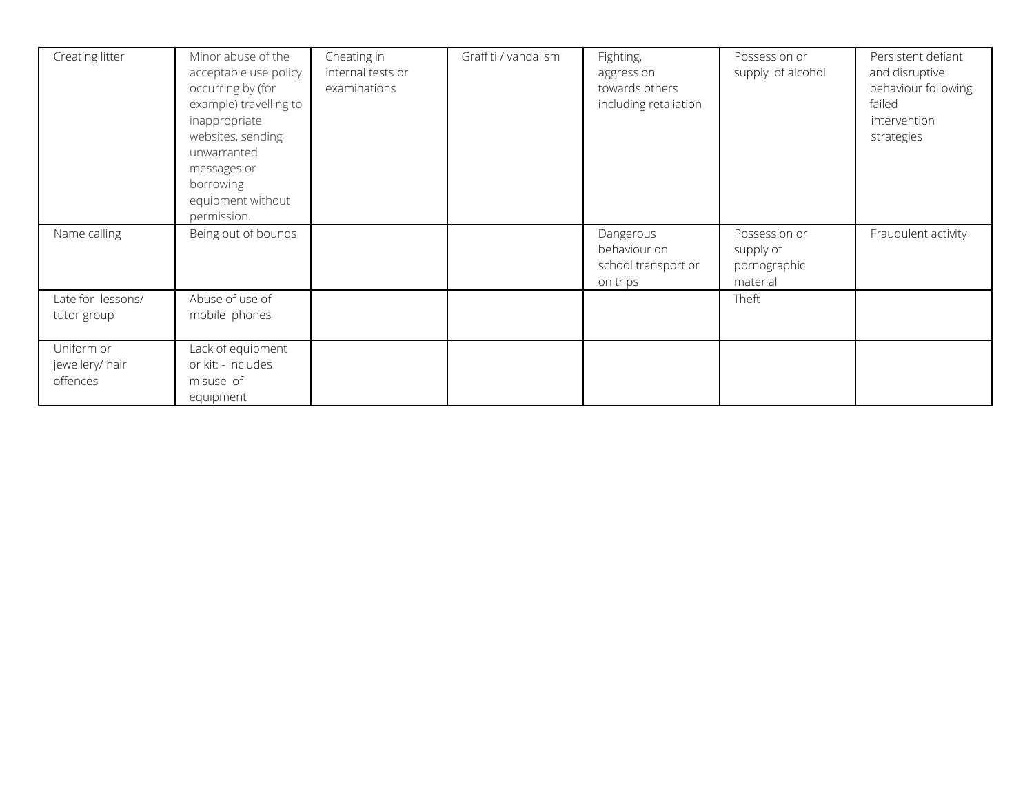| Creating litter | Minor abuse of the acceptable use policy occurring by (for example) travelling to inappropriate websites, sending unwarranted messages or borrowing equipment without permission. | Cheating in internal tests or examinations | Graffiti / vandalism | Fighting, aggression towards others including retaliation | Possession or supply of alcohol | Persistent defiant and disruptive behaviour following failed intervention strategies |
|---|---|---|---|---|---|---|
| Name calling | Being out of bounds | | | Dangerous behaviour on school transport or on trips | Possession or supply of pornographic material | Fraudulent activity |
| Late for lessons/ tutor group | Abuse of use of mobile phones | | | | Theft | |
| Uniform or jewellery/ hair offences | Lack of equipment or kit: - includes misuse of equipment | | | | | |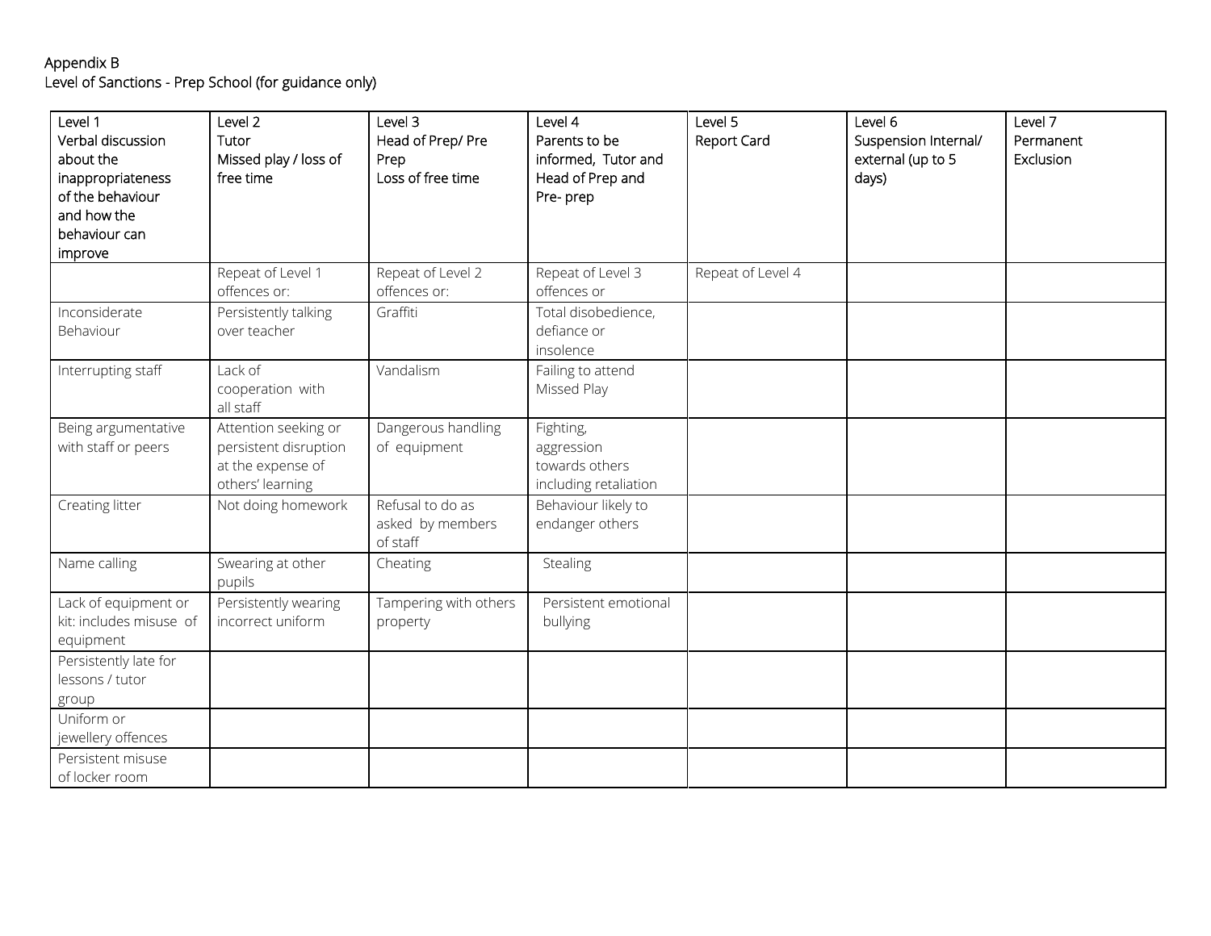Appendix B
Level of Sanctions - Prep School (for guidance only)

| Level 1 Verbal discussion about the inappropriateness of the behaviour and how the behaviour can improve | Level 2 Tutor Missed play / loss of free time | Level 3 Head of Prep/ Pre Prep Loss of free time | Level 4 Parents to be informed, Tutor and Head of Prep and Pre- prep | Level 5 Report Card | Level 6 Suspension Internal/ external (up to 5 days) | Level 7 Permanent Exclusion |
|---|---|---|---|---|---|---|
| | Repeat of Level 1 offences or: | Repeat of Level 2 offences or: | Repeat of Level 3 offences or | Repeat of Level 4 | | |
| Inconsiderate Behaviour | Persistently talking over teacher | Graffiti | Total disobedience, defiance or insolence | | | |
| Interrupting staff | Lack of cooperation with all staff | Vandalism | Failing to attend Missed Play | | | |
| Being argumentative with staff or peers | Attention seeking or persistent disruption at the expense of others' learning | Dangerous handling of equipment | Fighting, aggression towards others including retaliation | | | |
| Creating litter | Not doing homework | Refusal to do as asked by members of staff | Behaviour likely to endanger others | | | |
| Name calling | Swearing at other pupils | Cheating | Stealing | | | |
| Lack of equipment or kit: includes misuse of equipment | Persistently wearing incorrect uniform | Tampering with others property | Persistent emotional bullying | | | |
| Persistently late for lessons / tutor group | | | | | | |
| Uniform or jewellery offences | | | | | | |
| Persistent misuse of locker room | | | | | | |